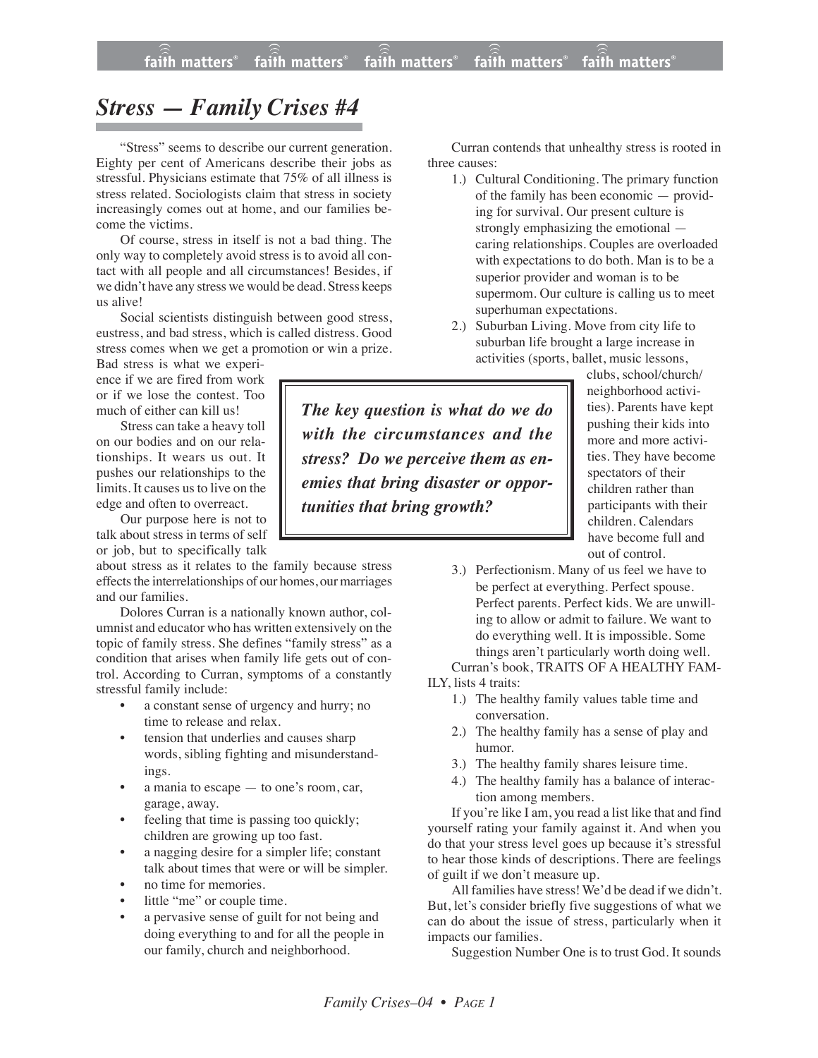# *Stress — Family Crises #4*

"Stress" seems to describe our current generation. Eighty per cent of Americans describe their jobs as stressful. Physicians estimate that 75% of all illness is stress related. Sociologists claim that stress in society increasingly comes out at home, and our families become the victims.

Of course, stress in itself is not a bad thing. The only way to completely avoid stress is to avoid all contact with all people and all circumstances! Besides, if we didn't have any stress we would be dead. Stress keeps us alive!

Social scientists distinguish between good stress, eustress, and bad stress, which is called distress. Good stress comes when we get a promotion or win a prize. Bad stress is what we experience if we are fired from work or if we lose the contest. Too much of either can kill us!

Stress can take a heavy toll on our bodies and on our relationships. It wears us out. It pushes our relationships to the limits. It causes us to live on the edge and often to overreact.

Our purpose here is not to talk about stress in terms of self or job, but to specifically talk about stress as it relates to the family because stress effects the interrelationships of our homes, our marriages and our families.

Dolores Curran is a nationally known author, columnist and educator who has written extensively on the topic of family stress. She defines "family stress" as a condition that arises when family life gets out of control. According to Curran, symptoms of a constantly stressful family include:

- a constant sense of urgency and hurry; no time to release and relax.
- tension that underlies and causes sharp words, sibling fighting and misunderstandings.
- a mania to escape — to one's room, car, garage, away.
- feeling that time is passing too quickly; children are growing up too fast.
- a nagging desire for a simpler life; constant talk about times that were or will be simpler.
- no time for memories.
- little "me" or couple time.
- a pervasive sense of guilt for not being and doing everything to and for all the people in our family, church and neighborhood.

Curran contends that unhealthy stress is rooted in three causes:

1.) Cultural Conditioning. The primary function of the family has been economic — providing for survival. Our present culture is strongly emphasizing the emotional — caring relationships. Couples are overloaded with expectations to do both. Man is to be a superior provider and woman is to be supermom. Our culture is calling us to meet superhuman expectations.

2.) Suburban Living. Move from city life to suburban life brought a large increase in activities (sports, ballet, music lessons, clubs, school/church/neighborhood activities). Parents have kept pushing their kids into more and more activities. They have become spectators of their children rather than participants with their children. Calendars have become full and out of control.

3.) Perfectionism. Many of us feel we have to be perfect at everything. Perfect spouse. Perfect parents. Perfect kids. We are unwilling to allow or admit to failure. We want to do everything well. It is impossible. Some things aren't particularly worth doing well.

> ***The key question is what do we do with the circumstances and the stress? Do we perceive them as enemies that bring disaster or opportunities that bring growth?***

Curran's book, TRAITS OF A HEALTHY FAMILY, lists 4 traits:

1.) The healthy family values table time and conversation.

2.) The healthy family has a sense of play and humor.

3.) The healthy family shares leisure time.

4.) The healthy family has a balance of interaction among members.

If you're like I am, you read a list like that and find yourself rating your family against it. And when you do that your stress level goes up because it's stressful to hear those kinds of descriptions. There are feelings of guilt if we don't measure up.

All families have stress! We'd be dead if we didn't. But, let's consider briefly five suggestions of what we can do about the issue of stress, particularly when it impacts our families.

Suggestion Number One is to trust God. It sounds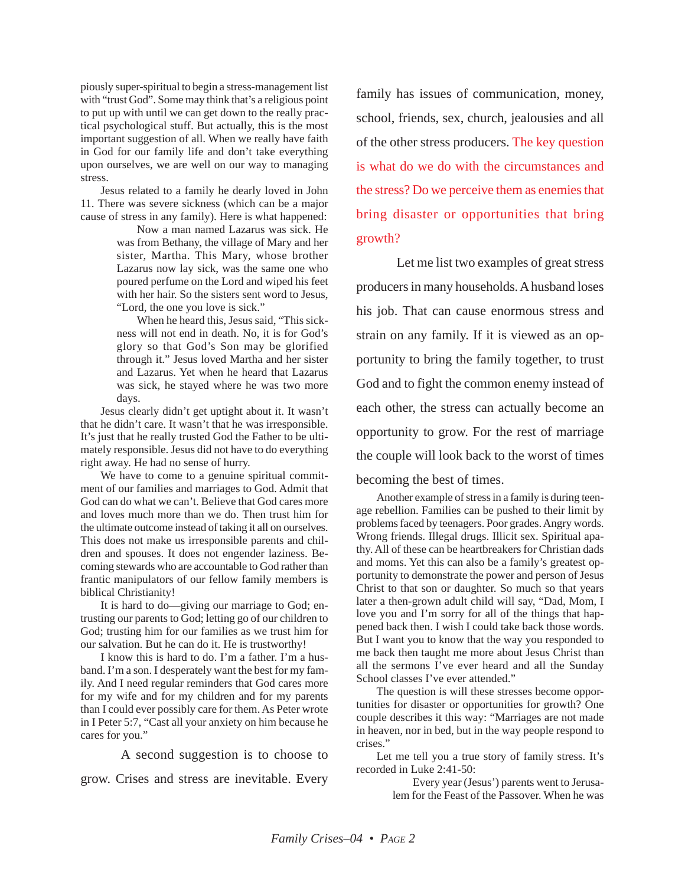piously super-spiritual to begin a stress-management list with "trust God". Some may think that's a religious point to put up with until we can get down to the really practical psychological stuff. But actually, this is the most important suggestion of all. When we really have faith in God for our family life and don't take everything upon ourselves, we are well on our way to managing stress.

Jesus related to a family he dearly loved in John 11. There was severe sickness (which can be a major cause of stress in any family). Here is what happened:

> Now a man named Lazarus was sick. He was from Bethany, the village of Mary and her sister, Martha. This Mary, whose brother Lazarus now lay sick, was the same one who poured perfume on the Lord and wiped his feet with her hair. So the sisters sent word to Jesus, "Lord, the one you love is sick."
>
> When he heard this, Jesus said, "This sickness will not end in death. No, it is for God's glory so that God's Son may be glorified through it." Jesus loved Martha and her sister and Lazarus. Yet when he heard that Lazarus was sick, he stayed where he was two more days.

Jesus clearly didn't get uptight about it. It wasn't that he didn't care. It wasn't that he was irresponsible. It's just that he really trusted God the Father to be ultimately responsible. Jesus did not have to do everything right away. He had no sense of hurry.

We have to come to a genuine spiritual commitment of our families and marriages to God. Admit that God can do what we can't. Believe that God cares more and loves much more than we do. Then trust him for the ultimate outcome instead of taking it all on ourselves. This does not make us irresponsible parents and children and spouses. It does not engender laziness. Becoming stewards who are accountable to God rather than frantic manipulators of our fellow family members is biblical Christianity!

It is hard to do—giving our marriage to God; entrusting our parents to God; letting go of our children to God; trusting him for our families as we trust him for our salvation. But he can do it. He is trustworthy!

I know this is hard to do. I'm a father. I'm a husband. I'm a son. I desperately want the best for my family. And I need regular reminders that God cares more for my wife and for my children and for my parents than I could ever possibly care for them. As Peter wrote in I Peter 5:7, "Cast all your anxiety on him because he cares for you."

A second suggestion is to choose to grow. Crises and stress are inevitable. Every family has issues of communication, money, school, friends, sex, church, jealousies and all of the other stress producers. The key question is what do we do with the circumstances and the stress? Do we perceive them as enemies that bring disaster or opportunities that bring growth?

Let me list two examples of great stress producers in many households. A husband loses his job. That can cause enormous stress and strain on any family. If it is viewed as an opportunity to bring the family together, to trust God and to fight the common enemy instead of each other, the stress can actually become an opportunity to grow. For the rest of marriage the couple will look back to the worst of times becoming the best of times.

Another example of stress in a family is during teenage rebellion. Families can be pushed to their limit by problems faced by teenagers. Poor grades. Angry words. Wrong friends. Illegal drugs. Illicit sex. Spiritual apathy. All of these can be heartbreakers for Christian dads and moms. Yet this can also be a family's greatest opportunity to demonstrate the power and person of Jesus Christ to that son or daughter. So much so that years later a then-grown adult child will say, "Dad, Mom, I love you and I'm sorry for all of the things that happened back then. I wish I could take back those words. But I want you to know that the way you responded to me back then taught me more about Jesus Christ than all the sermons I've ever heard and all the Sunday School classes I've ever attended."

The question is will these stresses become opportunities for disaster or opportunities for growth? One couple describes it this way: "Marriages are not made in heaven, nor in bed, but in the way people respond to crises."

Let me tell you a true story of family stress. It's recorded in Luke 2:41-50:

> Every year (Jesus') parents went to Jerusalem for the Feast of the Passover. When he was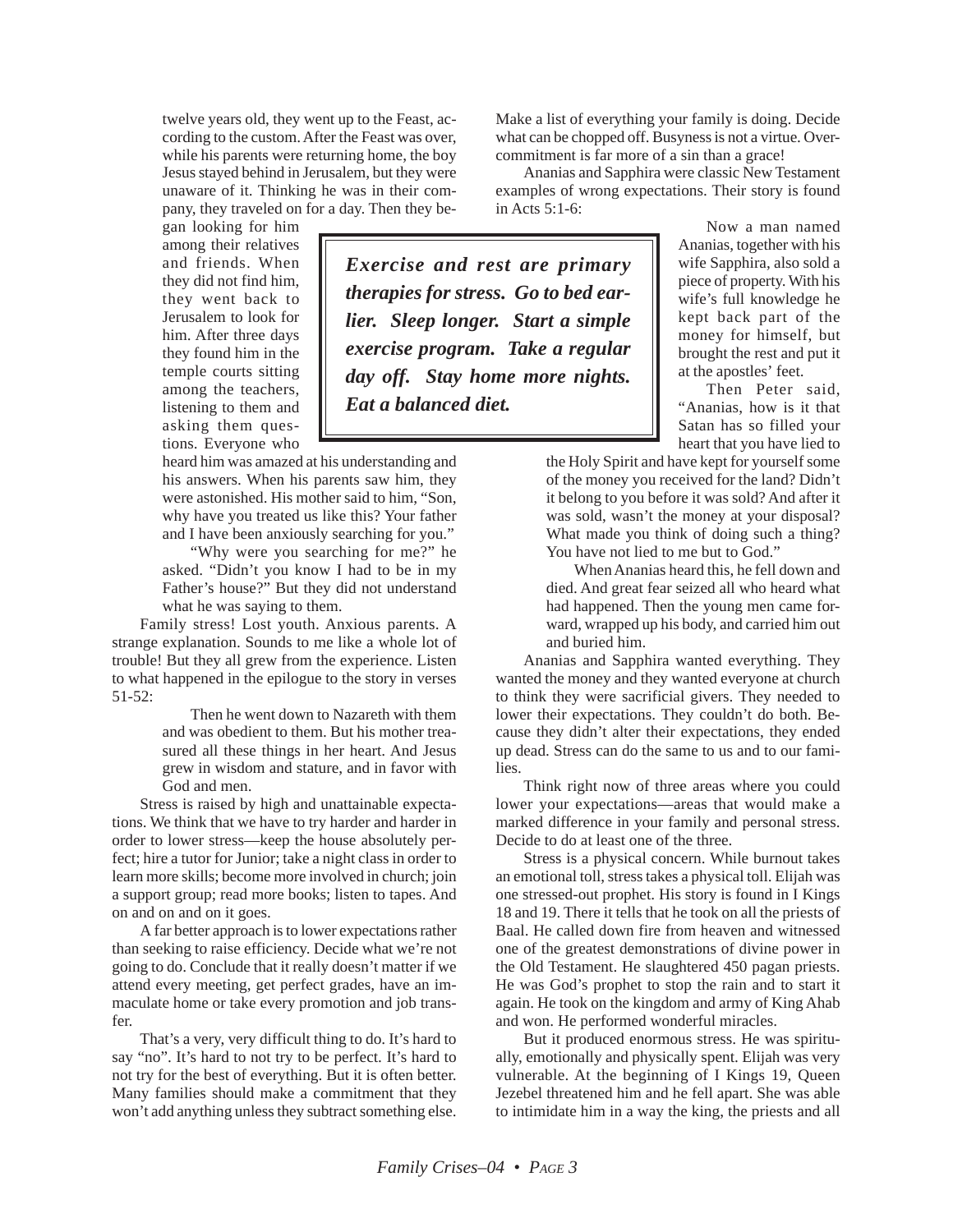twelve years old, they went up to the Feast, according to the custom. After the Feast was over, while his parents were returning home, the boy Jesus stayed behind in Jerusalem, but they were unaware of it. Thinking he was in their company, they traveled on for a day. Then they began looking for him among their relatives and friends. When they did not find him, they went back to Jerusalem to look for him. After three days they found him in the temple courts sitting among the teachers, listening to them and asking them questions. Everyone who heard him was amazed at his understanding and his answers. When his parents saw him, they were astonished. His mother said to him, "Son, why have you treated us like this? Your father and I have been anxiously searching for you."

> "Why were you searching for me?" he asked. "Didn't you know I had to be in my Father's house?" But they did not understand what he was saying to them.

Family stress! Lost youth. Anxious parents. A strange explanation. Sounds to me like a whole lot of trouble! But they all grew from the experience. Listen to what happened in the epilogue to the story in verses 51-52:

> Then he went down to Nazareth with them and was obedient to them. But his mother treasured all these things in her heart. And Jesus grew in wisdom and stature, and in favor with God and men.

Stress is raised by high and unattainable expectations. We think that we have to try harder and harder in order to lower stress—keep the house absolutely perfect; hire a tutor for Junior; take a night class in order to learn more skills; become more involved in church; join a support group; read more books; listen to tapes. And on and on and on it goes.

A far better approach is to lower expectations rather than seeking to raise efficiency. Decide what we're not going to do. Conclude that it really doesn't matter if we attend every meeting, get perfect grades, have an immaculate home or take every promotion and job transfer.

That's a very, very difficult thing to do. It's hard to say "no". It's hard to not try to be perfect. It's hard to not try for the best of everything. But it is often better. Many families should make a commitment that they won't add anything unless they subtract something else. Make a list of everything your family is doing. Decide what can be chopped off. Busyness is not a virtue. Overcommitment is far more of a sin than a grace!

***Exercise and rest are primary therapies for stress. Go to bed earlier. Sleep longer. Start a simple exercise program. Take a regular day off. Stay home more nights. Eat a balanced diet.***

Ananias and Sapphira were classic New Testament examples of wrong expectations. Their story is found in Acts 5:1-6:

> Now a man named Ananias, together with his wife Sapphira, also sold a piece of property. With his wife's full knowledge he kept back part of the money for himself, but brought the rest and put it at the apostles' feet.
>
> Then Peter said, "Ananias, how is it that Satan has so filled your heart that you have lied to the Holy Spirit and have kept for yourself some of the money you received for the land? Didn't it belong to you before it was sold? And after it was sold, wasn't the money at your disposal? What made you think of doing such a thing? You have not lied to me but to God."
>
> When Ananias heard this, he fell down and died. And great fear seized all who heard what had happened. Then the young men came forward, wrapped up his body, and carried him out and buried him.

Ananias and Sapphira wanted everything. They wanted the money and they wanted everyone at church to think they were sacrificial givers. They needed to lower their expectations. They couldn't do both. Because they didn't alter their expectations, they ended up dead. Stress can do the same to us and to our families.

Think right now of three areas where you could lower your expectations—areas that would make a marked difference in your family and personal stress. Decide to do at least one of the three.

Stress is a physical concern. While burnout takes an emotional toll, stress takes a physical toll. Elijah was one stressed-out prophet. His story is found in I Kings 18 and 19. There it tells that he took on all the priests of Baal. He called down fire from heaven and witnessed one of the greatest demonstrations of divine power in the Old Testament. He slaughtered 450 pagan priests. He was God's prophet to stop the rain and to start it again. He took on the kingdom and army of King Ahab and won. He performed wonderful miracles.

But it produced enormous stress. He was spiritually, emotionally and physically spent. Elijah was very vulnerable. At the beginning of I Kings 19, Queen Jezebel threatened him and he fell apart. She was able to intimidate him in a way the king, the priests and all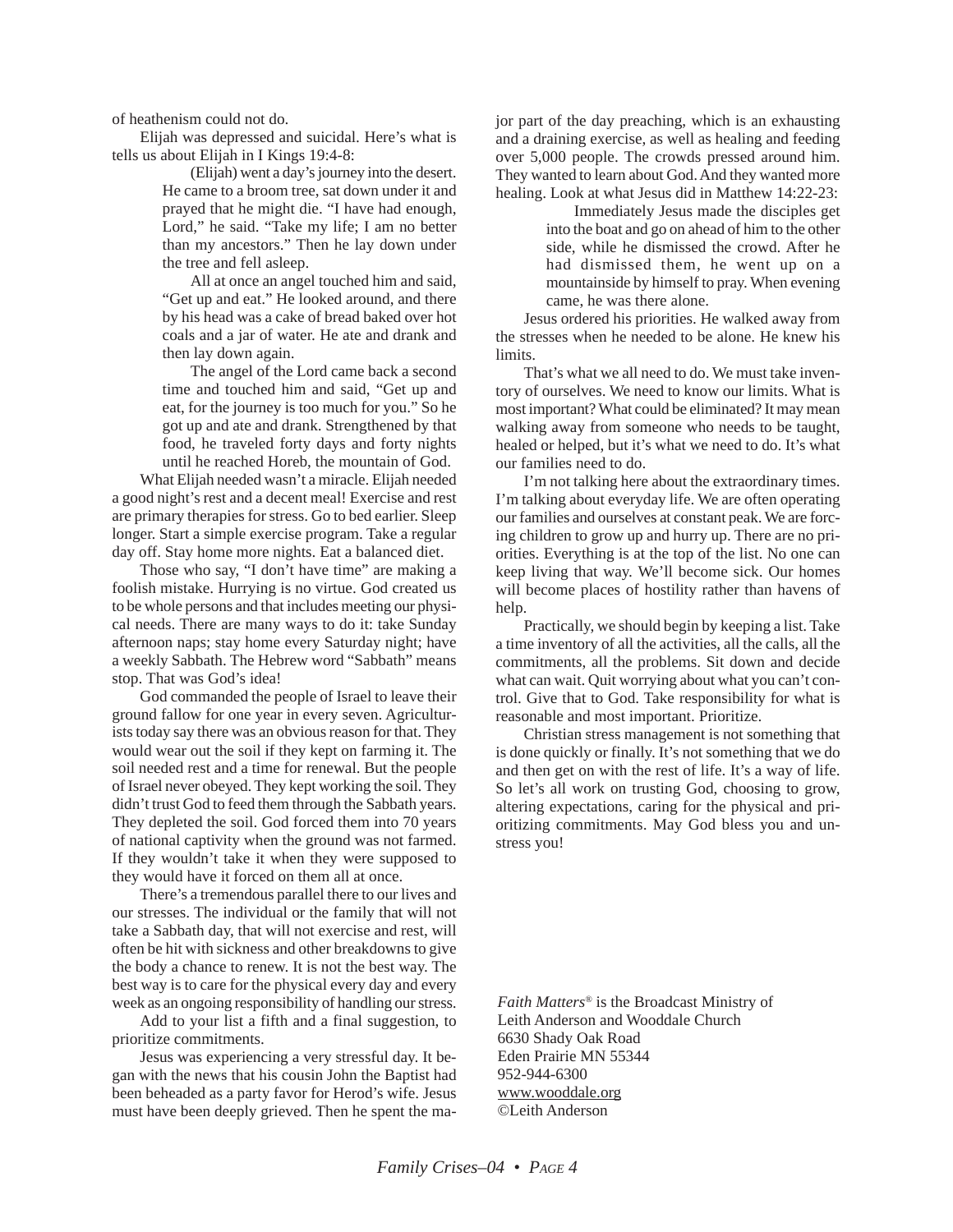of heathenism could not do.

Elijah was depressed and suicidal. Here's what is tells us about Elijah in I Kings 19:4-8:

> (Elijah) went a day's journey into the desert. He came to a broom tree, sat down under it and prayed that he might die. "I have had enough, Lord," he said. "Take my life; I am no better than my ancestors." Then he lay down under the tree and fell asleep.
>
> All at once an angel touched him and said, "Get up and eat." He looked around, and there by his head was a cake of bread baked over hot coals and a jar of water. He ate and drank and then lay down again.
>
> The angel of the Lord came back a second time and touched him and said, "Get up and eat, for the journey is too much for you." So he got up and ate and drank. Strengthened by that food, he traveled forty days and forty nights until he reached Horeb, the mountain of God.

What Elijah needed wasn't a miracle. Elijah needed a good night's rest and a decent meal! Exercise and rest are primary therapies for stress. Go to bed earlier. Sleep longer. Start a simple exercise program. Take a regular day off. Stay home more nights. Eat a balanced diet.

Those who say, "I don't have time" are making a foolish mistake. Hurrying is no virtue. God created us to be whole persons and that includes meeting our physical needs. There are many ways to do it: take Sunday afternoon naps; stay home every Saturday night; have a weekly Sabbath. The Hebrew word "Sabbath" means stop. That was God's idea!

God commanded the people of Israel to leave their ground fallow for one year in every seven. Agriculturists today say there was an obvious reason for that. They would wear out the soil if they kept on farming it. The soil needed rest and a time for renewal. But the people of Israel never obeyed. They kept working the soil. They didn't trust God to feed them through the Sabbath years. They depleted the soil. God forced them into 70 years of national captivity when the ground was not farmed. If they wouldn't take it when they were supposed to they would have it forced on them all at once.

There's a tremendous parallel there to our lives and our stresses. The individual or the family that will not take a Sabbath day, that will not exercise and rest, will often be hit with sickness and other breakdowns to give the body a chance to renew. It is not the best way. The best way is to care for the physical every day and every week as an ongoing responsibility of handling our stress.

Add to your list a fifth and a final suggestion, to prioritize commitments.

Jesus was experiencing a very stressful day. It began with the news that his cousin John the Baptist had been beheaded as a party favor for Herod's wife. Jesus must have been deeply grieved. Then he spent the major part of the day preaching, which is an exhausting and a draining exercise, as well as healing and feeding over 5,000 people. The crowds pressed around him. They wanted to learn about God. And they wanted more healing. Look at what Jesus did in Matthew 14:22-23:

> Immediately Jesus made the disciples get into the boat and go on ahead of him to the other side, while he dismissed the crowd. After he had dismissed them, he went up on a mountainside by himself to pray. When evening came, he was there alone.

Jesus ordered his priorities. He walked away from the stresses when he needed to be alone. He knew his limits.

That's what we all need to do. We must take inventory of ourselves. We need to know our limits. What is most important? What could be eliminated? It may mean walking away from someone who needs to be taught, healed or helped, but it's what we need to do. It's what our families need to do.

I'm not talking here about the extraordinary times. I'm talking about everyday life. We are often operating our families and ourselves at constant peak. We are forcing children to grow up and hurry up. There are no priorities. Everything is at the top of the list. No one can keep living that way. We'll become sick. Our homes will become places of hostility rather than havens of help.

Practically, we should begin by keeping a list. Take a time inventory of all the activities, all the calls, all the commitments, all the problems. Sit down and decide what can wait. Quit worrying about what you can't control. Give that to God. Take responsibility for what is reasonable and most important. Prioritize.

Christian stress management is not something that is done quickly or finally. It's not something that we do and then get on with the rest of life. It's a way of life. So let's all work on trusting God, choosing to grow, altering expectations, caring for the physical and prioritizing commitments. May God bless you and unstress you!

*Faith Matters*® is the Broadcast Ministry of
Leith Anderson and Wooddale Church
6630 Shady Oak Road
Eden Prairie MN 55344
952-944-6300
www.wooddale.org
©Leith Anderson